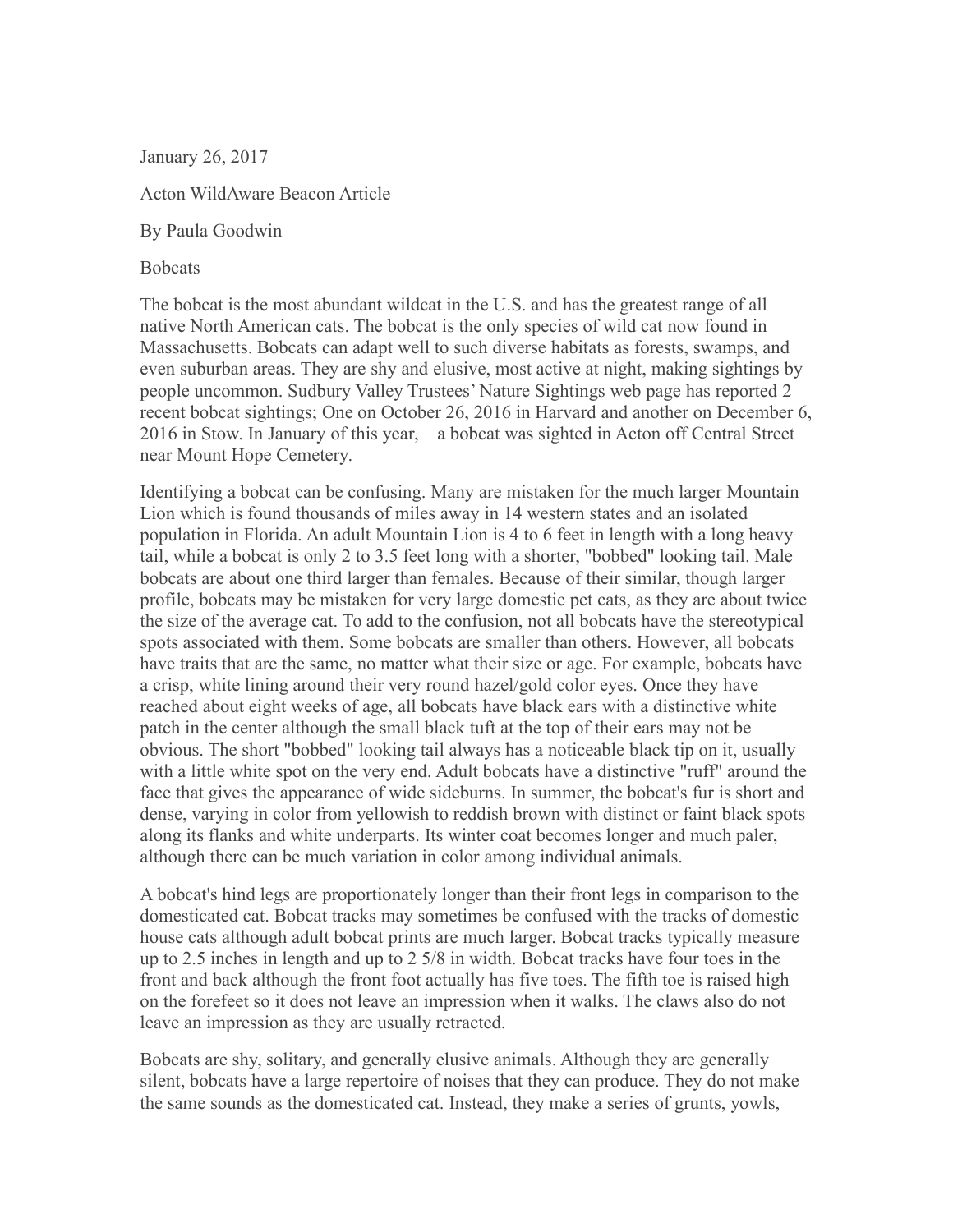January 26, 2017

Acton WildAware Beacon Article

By Paula Goodwin

# Bobcats

The bobcat is the most abundant wildcat in the U.S. and has the greatest range of all native North American cats. The bobcat is the only species of wild cat now found in Massachusetts. Bobcats can adapt well to such diverse habitats as forests, swamps, and even suburban areas. They are shy and elusive, most active at night, making sightings by people uncommon. Sudbury Valley Trustees' Nature Sightings web page has reported 2 recent bobcat sightings; One on October 26, 2016 in Harvard and another on December 6, 2016 in Stow. In January of this year, a bobcat was sighted in Acton off Central Street near Mount Hope Cemetery.

Identifying a bobcat can be confusing. Many are mistaken for the much larger Mountain Lion which is found thousands of miles away in 14 western states and an isolated population in Florida. An adult Mountain Lion is 4 to 6 feet in length with a long heavy tail, while a bobcat is only 2 to 3.5 feet long with a shorter, "bobbed" looking tail. Male bobcats are about one third larger than females. Because of their similar, though larger profile, bobcats may be mistaken for very large domestic pet cats, as they are about twice the size of the average cat. To add to the confusion, not all bobcats have the stereotypical spots associated with them. Some bobcats are smaller than others. However, all bobcats have traits that are the same, no matter what their size or age. For example, bobcats have a crisp, white lining around their very round hazel/gold color eyes. Once they have reached about eight weeks of age, all bobcats have black ears with a distinctive white patch in the center although the small black tuft at the top of their ears may not be obvious. The short "bobbed" looking tail always has a noticeable black tip on it, usually with a little white spot on the very end. Adult bobcats have a distinctive "ruff" around the face that gives the appearance of wide sideburns. In summer, the bobcat's fur is short and dense, varying in color from yellowish to reddish brown with distinct or faint black spots along its flanks and white underparts. Its winter coat becomes longer and much paler, although there can be much variation in color among individual animals.

A bobcat's hind legs are proportionately longer than their front legs in comparison to the domesticated cat. Bobcat tracks may sometimes be confused with the tracks of domestic house cats although adult bobcat prints are much larger. Bobcat tracks typically measure up to 2.5 inches in length and up to 2 5/8 in width. Bobcat tracks have four toes in the front and back although the front foot actually has five toes. The fifth toe is raised high on the forefeet so it does not leave an impression when it walks. The claws also do not leave an impression as they are usually retracted.

Bobcats are shy, solitary, and generally elusive animals. Although they are generally silent, bobcats have a large repertoire of noises that they can produce. They do not make the same sounds as the domesticated cat. Instead, they make a series of grunts, yowls,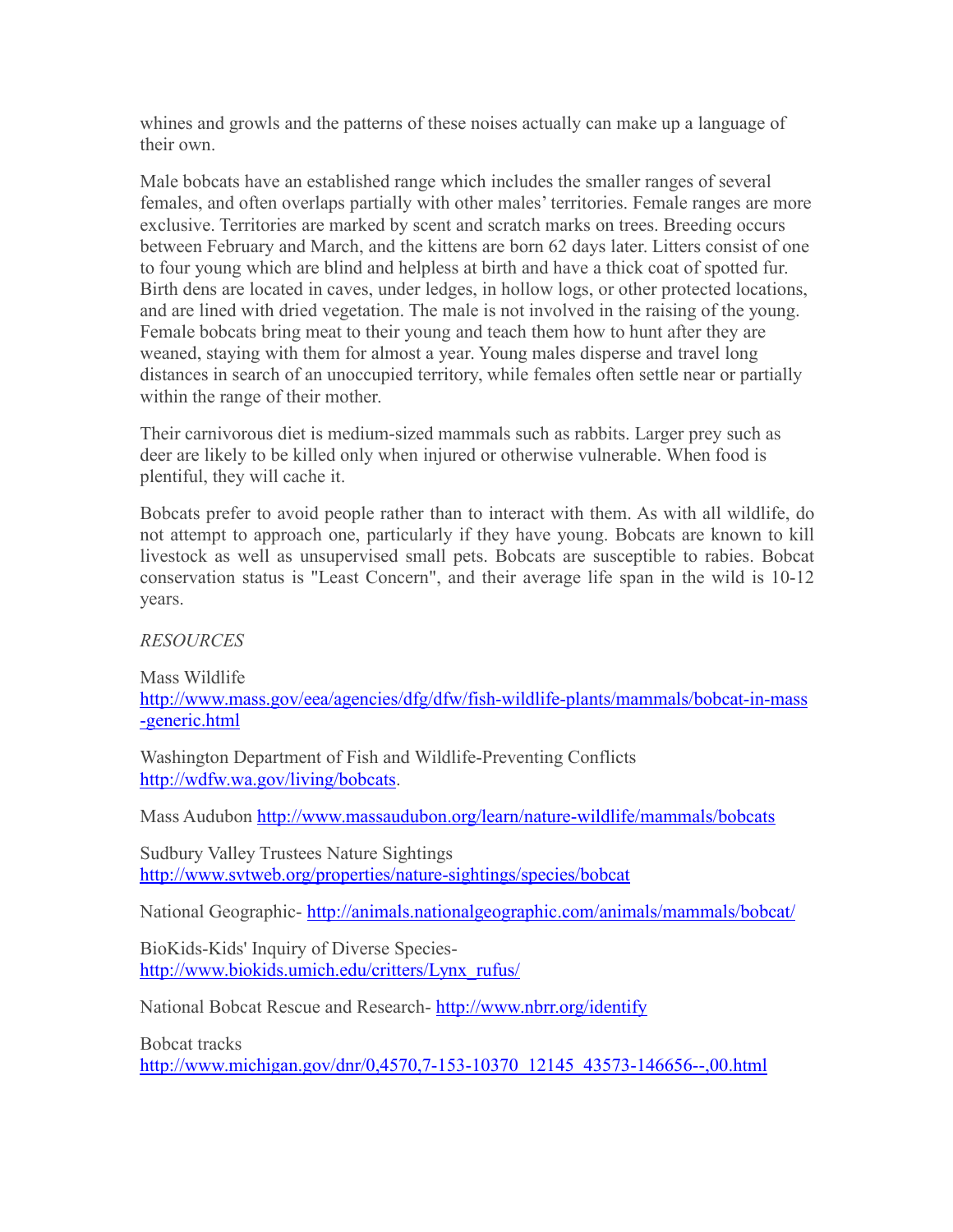whines and growls and the patterns of these noises actually can make up a language of their own.

Male bobcats have an established range which includes the smaller ranges of several females, and often overlaps partially with other males' territories. Female ranges are more exclusive. Territories are marked by scent and scratch marks on trees. Breeding occurs between February and March, and the kittens are born 62 days later. Litters consist of one to four young which are blind and helpless at birth and have a thick coat of spotted fur. Birth dens are located in caves, under ledges, in hollow logs, or other protected locations, and are lined with dried vegetation. The male is not involved in the raising of the young. Female bobcats bring meat to their young and teach them how to hunt after they are weaned, staying with them for almost a year. Young males disperse and travel long distances in search of an unoccupied territory, while females often settle near or partially within the range of their mother.

Their carnivorous diet is medium-sized mammals such as rabbits. Larger prey such as deer are likely to be killed only when injured or otherwise vulnerable. When food is plentiful, they will cache it.

Bobcats prefer to avoid people rather than to interact with them. As with all wildlife, do not attempt to approach one, particularly if they have young. Bobcats are known to kill livestock as well as unsupervised small pets. Bobcats are susceptible to rabies. Bobcat conservation status is "Least Concern", and their average life span in the wild is 10-12 years.

*RESOURCES*

Mass Wildlife
http://www.mass.gov/eea/agencies/dfg/dfw/fish-wildlife-plants/mammals/bobcat-in-mass-generic.html

Washington Department of Fish and Wildlife-Preventing Conflicts
http://wdfw.wa.gov/living/bobcats.

Mass Audubon http://www.massaudubon.org/learn/nature-wildlife/mammals/bobcats

Sudbury Valley Trustees Nature Sightings
http://www.svtweb.org/properties/nature-sightings/species/bobcat

National Geographic- http://animals.nationalgeographic.com/animals/mammals/bobcat/

BioKids-Kids' Inquiry of Diverse Species-
http://www.biokids.umich.edu/critters/Lynx_rufus/

National Bobcat Rescue and Research- http://www.nbrr.org/identify

Bobcat tracks
http://www.michigan.gov/dnr/0,4570,7-153-10370_12145_43573-146656--,00.html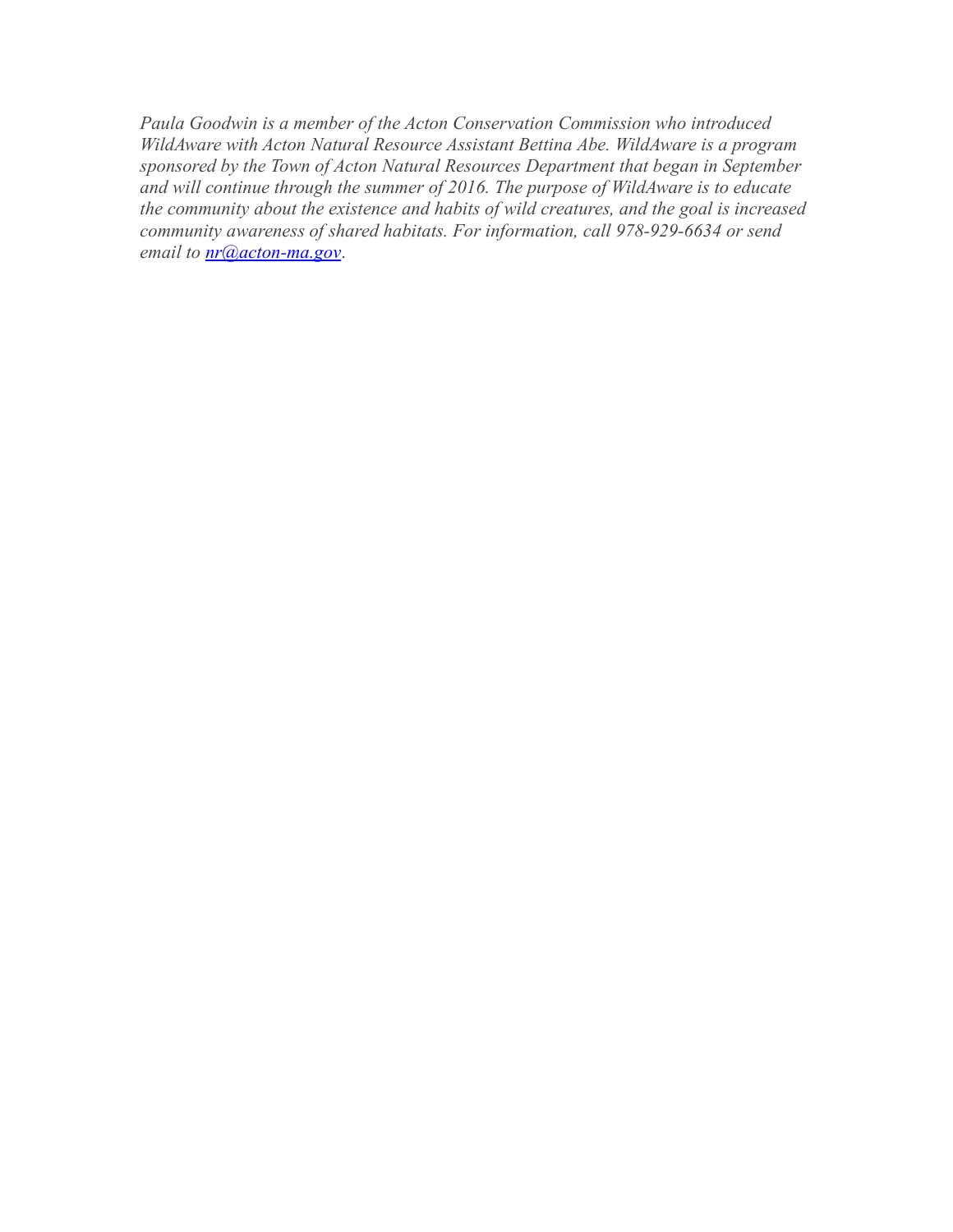*Paula Goodwin is a member of the Acton Conservation Commission who introduced WildAware with Acton Natural Resource Assistant Bettina Abe. WildAware is a program sponsored by the Town of Acton Natural Resources Department that began in September and will continue through the summer of 2016. The purpose of WildAware is to educate the community about the existence and habits of wild creatures, and the goal is increased community awareness of shared habitats. For information, call 978-929-6634 or send email to [nr@acton-ma.gov](mailto:nr@acton-ma.gov).*